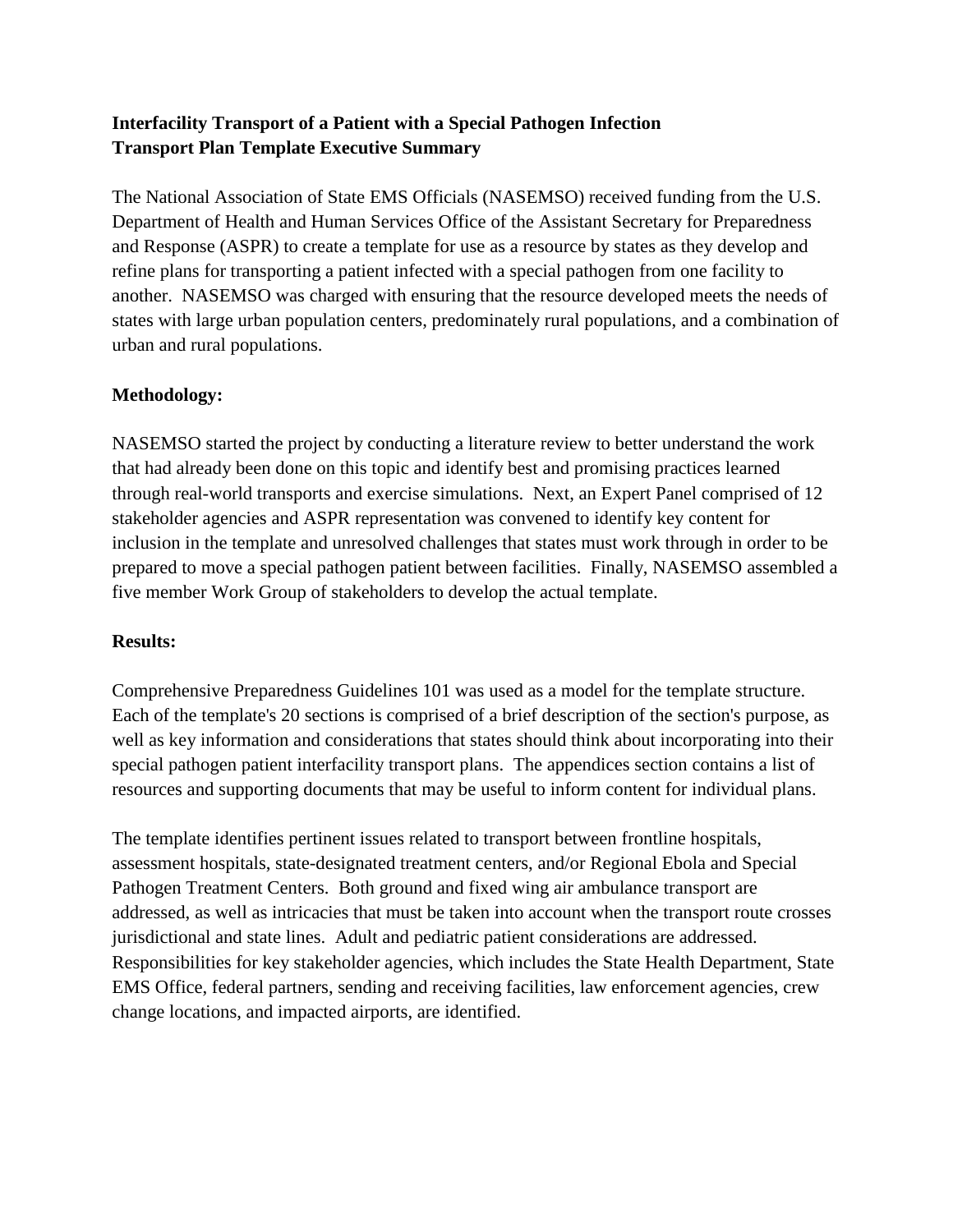**Interfacility Transport of a Patient with a Special Pathogen Infection**
**Transport Plan Template Executive Summary**

The National Association of State EMS Officials (NASEMSO) received funding from the U.S. Department of Health and Human Services Office of the Assistant Secretary for Preparedness and Response (ASPR) to create a template for use as a resource by states as they develop and refine plans for transporting a patient infected with a special pathogen from one facility to another. NASEMSO was charged with ensuring that the resource developed meets the needs of states with large urban population centers, predominately rural populations, and a combination of urban and rural populations.

**Methodology:**

NASEMSO started the project by conducting a literature review to better understand the work that had already been done on this topic and identify best and promising practices learned through real-world transports and exercise simulations. Next, an Expert Panel comprised of 12 stakeholder agencies and ASPR representation was convened to identify key content for inclusion in the template and unresolved challenges that states must work through in order to be prepared to move a special pathogen patient between facilities. Finally, NASEMSO assembled a five member Work Group of stakeholders to develop the actual template.

**Results:**

Comprehensive Preparedness Guidelines 101 was used as a model for the template structure. Each of the template's 20 sections is comprised of a brief description of the section's purpose, as well as key information and considerations that states should think about incorporating into their special pathogen patient interfacility transport plans. The appendices section contains a list of resources and supporting documents that may be useful to inform content for individual plans.

The template identifies pertinent issues related to transport between frontline hospitals, assessment hospitals, state-designated treatment centers, and/or Regional Ebola and Special Pathogen Treatment Centers. Both ground and fixed wing air ambulance transport are addressed, as well as intricacies that must be taken into account when the transport route crosses jurisdictional and state lines. Adult and pediatric patient considerations are addressed. Responsibilities for key stakeholder agencies, which includes the State Health Department, State EMS Office, federal partners, sending and receiving facilities, law enforcement agencies, crew change locations, and impacted airports, are identified.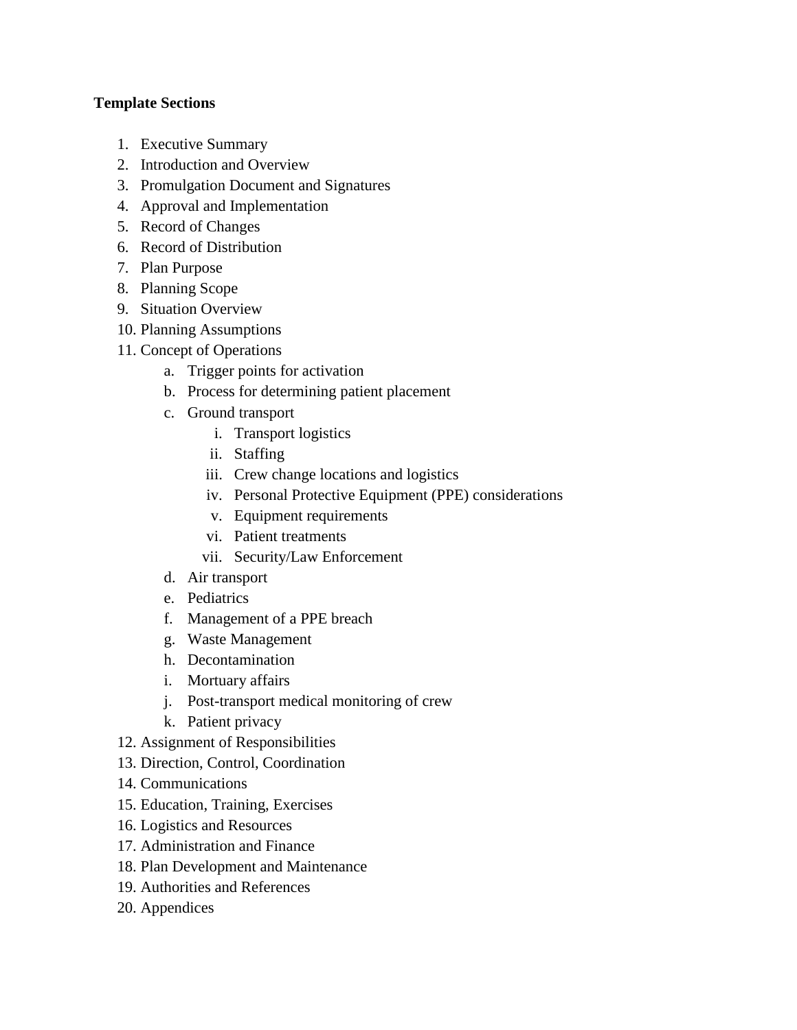**Template Sections**

1. Executive Summary
2. Introduction and Overview
3. Promulgation Document and Signatures
4. Approval and Implementation
5. Record of Changes
6. Record of Distribution
7. Plan Purpose
8. Planning Scope
9. Situation Overview
10. Planning Assumptions
11. Concept of Operations
    a. Trigger points for activation
    b. Process for determining patient placement
    c. Ground transport
        i. Transport logistics
        ii. Staffing
        iii. Crew change locations and logistics
        iv. Personal Protective Equipment (PPE) considerations
        v. Equipment requirements
        vi. Patient treatments
        vii. Security/Law Enforcement
    d. Air transport
    e. Pediatrics
    f. Management of a PPE breach
    g. Waste Management
    h. Decontamination
    i. Mortuary affairs
    j. Post-transport medical monitoring of crew
    k. Patient privacy
12. Assignment of Responsibilities
13. Direction, Control, Coordination
14. Communications
15. Education, Training, Exercises
16. Logistics and Resources
17. Administration and Finance
18. Plan Development and Maintenance
19. Authorities and References
20. Appendices